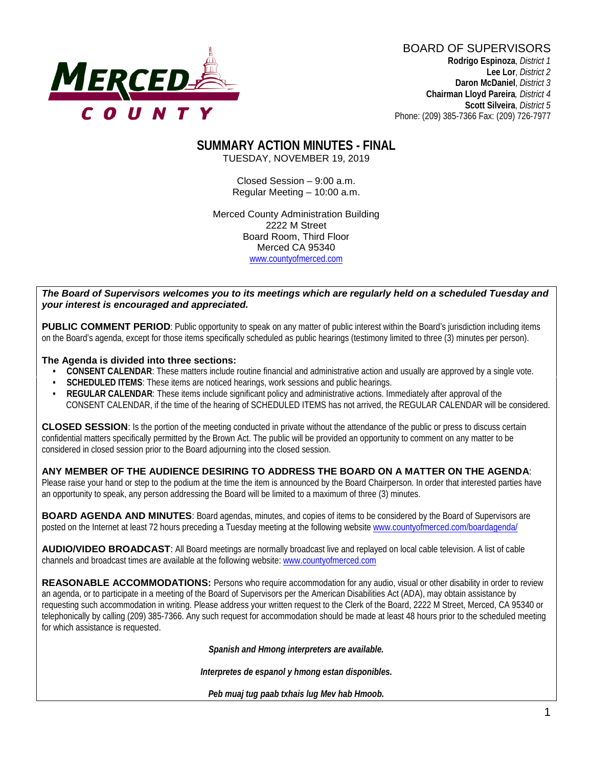MERCED COUNTY

BOARD OF SUPERVISORS

**Rodrigo Espinoza**, *District 1*
**Lee Lor**, *District 2*
**Daron McDaniel**, *District 3*
**Chairman Lloyd Pareira**, *District 4*
**Scott Silveira**, *District 5*
Phone: (209) 385-7366 Fax: (209) 726-7977

# SUMMARY ACTION MINUTES - FINAL

TUESDAY, NOVEMBER 19, 2019

Closed Session – 9:00 a.m.
Regular Meeting – 10:00 a.m.

Merced County Administration Building
2222 M Street
Board Room, Third Floor
Merced CA 95340
www.countyofmerced.com

***The Board of Supervisors welcomes you to its meetings which are regularly held on a scheduled Tuesday and your interest is encouraged and appreciated.***

**PUBLIC COMMENT PERIOD**: Public opportunity to speak on any matter of public interest within the Board's jurisdiction including items on the Board's agenda, except for those items specifically scheduled as public hearings (testimony limited to three (3) minutes per person).

**The Agenda is divided into three sections:**

- **CONSENT CALENDAR**: These matters include routine financial and administrative action and usually are approved by a single vote.
- **SCHEDULED ITEMS**: These items are noticed hearings, work sessions and public hearings.
- **REGULAR CALENDAR**: These items include significant policy and administrative actions. Immediately after approval of the CONSENT CALENDAR, if the time of the hearing of SCHEDULED ITEMS has not arrived, the REGULAR CALENDAR will be considered.

**CLOSED SESSION**: Is the portion of the meeting conducted in private without the attendance of the public or press to discuss certain confidential matters specifically permitted by the Brown Act. The public will be provided an opportunity to comment on any matter to be considered in closed session prior to the Board adjourning into the closed session.

**ANY MEMBER OF THE AUDIENCE DESIRING TO ADDRESS THE BOARD ON A MATTER ON THE AGENDA**: Please raise your hand or step to the podium at the time the item is announced by the Board Chairperson. In order that interested parties have an opportunity to speak, any person addressing the Board will be limited to a maximum of three (3) minutes.

**BOARD AGENDA AND MINUTES**: Board agendas, minutes, and copies of items to be considered by the Board of Supervisors are posted on the Internet at least 72 hours preceding a Tuesday meeting at the following website www.countyofmerced.com/boardagenda/

**AUDIO/VIDEO BROADCAST**: All Board meetings are normally broadcast live and replayed on local cable television. A list of cable channels and broadcast times are available at the following website: www.countyofmerced.com

**REASONABLE ACCOMMODATIONS:** Persons who require accommodation for any audio, visual or other disability in order to review an agenda, or to participate in a meeting of the Board of Supervisors per the American Disabilities Act (ADA), may obtain assistance by requesting such accommodation in writing. Please address your written request to the Clerk of the Board, 2222 M Street, Merced, CA 95340 or telephonically by calling (209) 385-7366. Any such request for accommodation should be made at least 48 hours prior to the scheduled meeting for which assistance is requested.

***Spanish and Hmong interpreters are available.***

***Interpretes de espanol y hmong estan disponibles.***

***Peb muaj tug paab txhais lug Mev hab Hmoob.***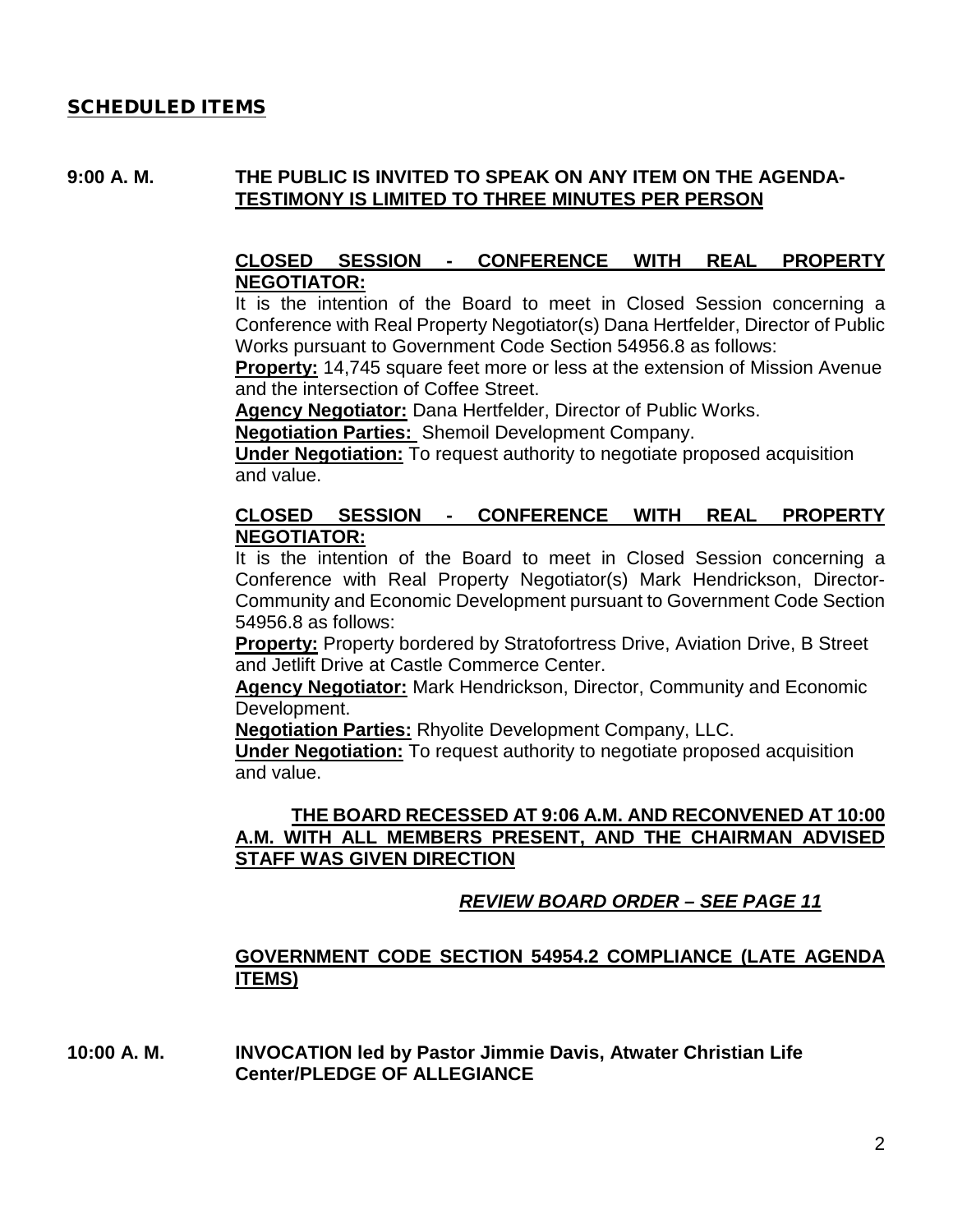## SCHEDULED ITEMS

**9:00 A. M.** **THE PUBLIC IS INVITED TO SPEAK ON ANY ITEM ON THE AGENDA-TESTIMONY IS LIMITED TO THREE MINUTES PER PERSON**

**CLOSED SESSION - CONFERENCE WITH REAL PROPERTY NEGOTIATOR:**

It is the intention of the Board to meet in Closed Session concerning a Conference with Real Property Negotiator(s) Dana Hertfelder, Director of Public Works pursuant to Government Code Section 54956.8 as follows:

**Property:** 14,745 square feet more or less at the extension of Mission Avenue and the intersection of Coffee Street.

**Agency Negotiator:** Dana Hertfelder, Director of Public Works.

**Negotiation Parties:** Shemoil Development Company.

**Under Negotiation:** To request authority to negotiate proposed acquisition and value.

**CLOSED SESSION - CONFERENCE WITH REAL PROPERTY NEGOTIATOR:**

It is the intention of the Board to meet in Closed Session concerning a Conference with Real Property Negotiator(s) Mark Hendrickson, Director-Community and Economic Development pursuant to Government Code Section 54956.8 as follows:

**Property:** Property bordered by Stratofortress Drive, Aviation Drive, B Street and Jetlift Drive at Castle Commerce Center.

**Agency Negotiator:** Mark Hendrickson, Director, Community and Economic Development.

**Negotiation Parties:** Rhyolite Development Company, LLC.

**Under Negotiation:** To request authority to negotiate proposed acquisition and value.

**THE BOARD RECESSED AT 9:06 A.M. AND RECONVENED AT 10:00 A.M. WITH ALL MEMBERS PRESENT, AND THE CHAIRMAN ADVISED STAFF WAS GIVEN DIRECTION**

***REVIEW BOARD ORDER – SEE PAGE 11***

**GOVERNMENT CODE SECTION 54954.2 COMPLIANCE (LATE AGENDA ITEMS)**

**10:00 A. M.** **INVOCATION led by Pastor Jimmie Davis, Atwater Christian Life Center/PLEDGE OF ALLEGIANCE**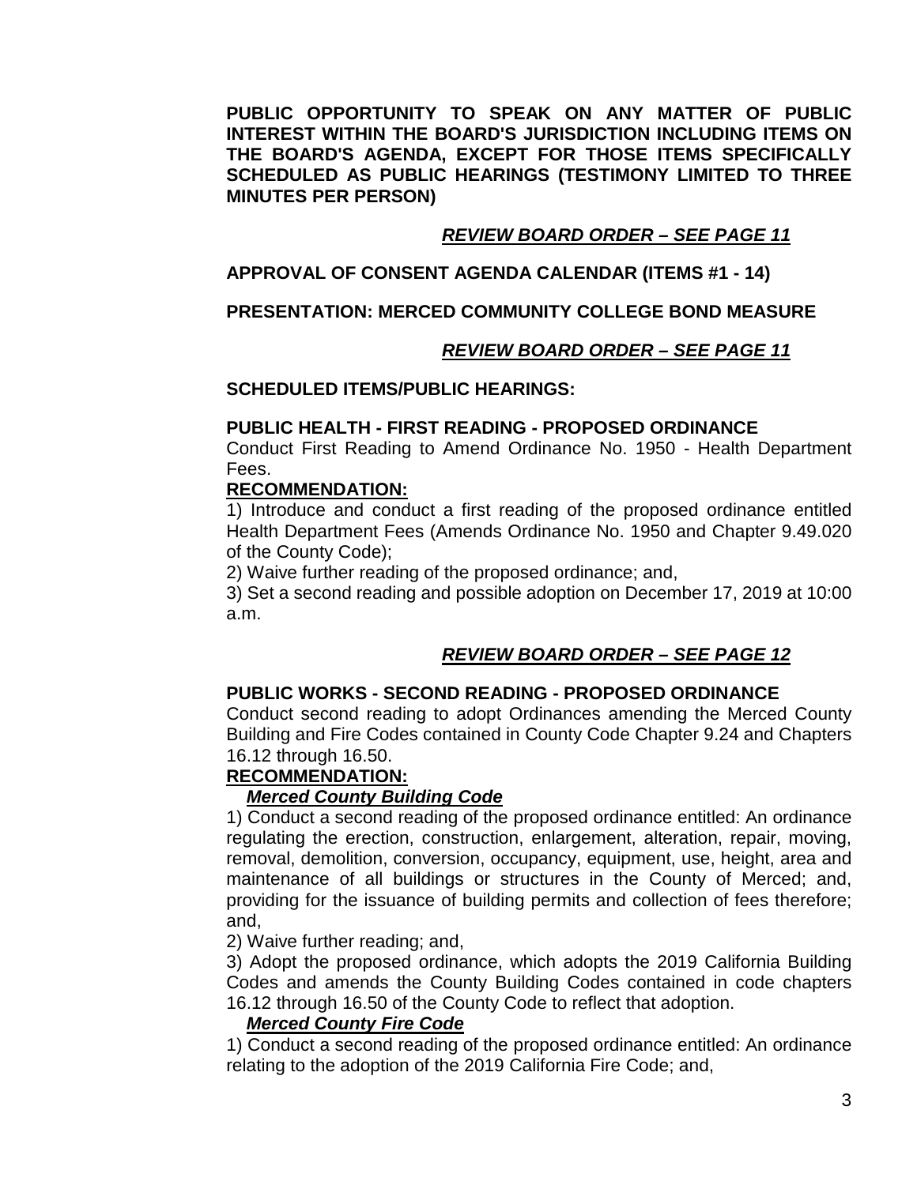**PUBLIC OPPORTUNITY TO SPEAK ON ANY MATTER OF PUBLIC INTEREST WITHIN THE BOARD'S JURISDICTION INCLUDING ITEMS ON THE BOARD'S AGENDA, EXCEPT FOR THOSE ITEMS SPECIFICALLY SCHEDULED AS PUBLIC HEARINGS (TESTIMONY LIMITED TO THREE MINUTES PER PERSON)**

***REVIEW BOARD ORDER – SEE PAGE 11***

**APPROVAL OF CONSENT AGENDA CALENDAR (ITEMS #1 - 14)**

**PRESENTATION: MERCED COMMUNITY COLLEGE BOND MEASURE**

***REVIEW BOARD ORDER – SEE PAGE 11***

**SCHEDULED ITEMS/PUBLIC HEARINGS:**

**PUBLIC HEALTH - FIRST READING - PROPOSED ORDINANCE**

Conduct First Reading to Amend Ordinance No. 1950 - Health Department Fees.

**RECOMMENDATION:**

1) Introduce and conduct a first reading of the proposed ordinance entitled Health Department Fees (Amends Ordinance No. 1950 and Chapter 9.49.020 of the County Code);

2) Waive further reading of the proposed ordinance; and,

3) Set a second reading and possible adoption on December 17, 2019 at 10:00 a.m.

***REVIEW BOARD ORDER – SEE PAGE 12***

**PUBLIC WORKS - SECOND READING - PROPOSED ORDINANCE**

Conduct second reading to adopt Ordinances amending the Merced County Building and Fire Codes contained in County Code Chapter 9.24 and Chapters 16.12 through 16.50.

**RECOMMENDATION:**

***Merced County Building Code***

1) Conduct a second reading of the proposed ordinance entitled: An ordinance regulating the erection, construction, enlargement, alteration, repair, moving, removal, demolition, conversion, occupancy, equipment, use, height, area and maintenance of all buildings or structures in the County of Merced; and, providing for the issuance of building permits and collection of fees therefore; and,

2) Waive further reading; and,

3) Adopt the proposed ordinance, which adopts the 2019 California Building Codes and amends the County Building Codes contained in code chapters 16.12 through 16.50 of the County Code to reflect that adoption.

***Merced County Fire Code***

1) Conduct a second reading of the proposed ordinance entitled: An ordinance relating to the adoption of the 2019 California Fire Code; and,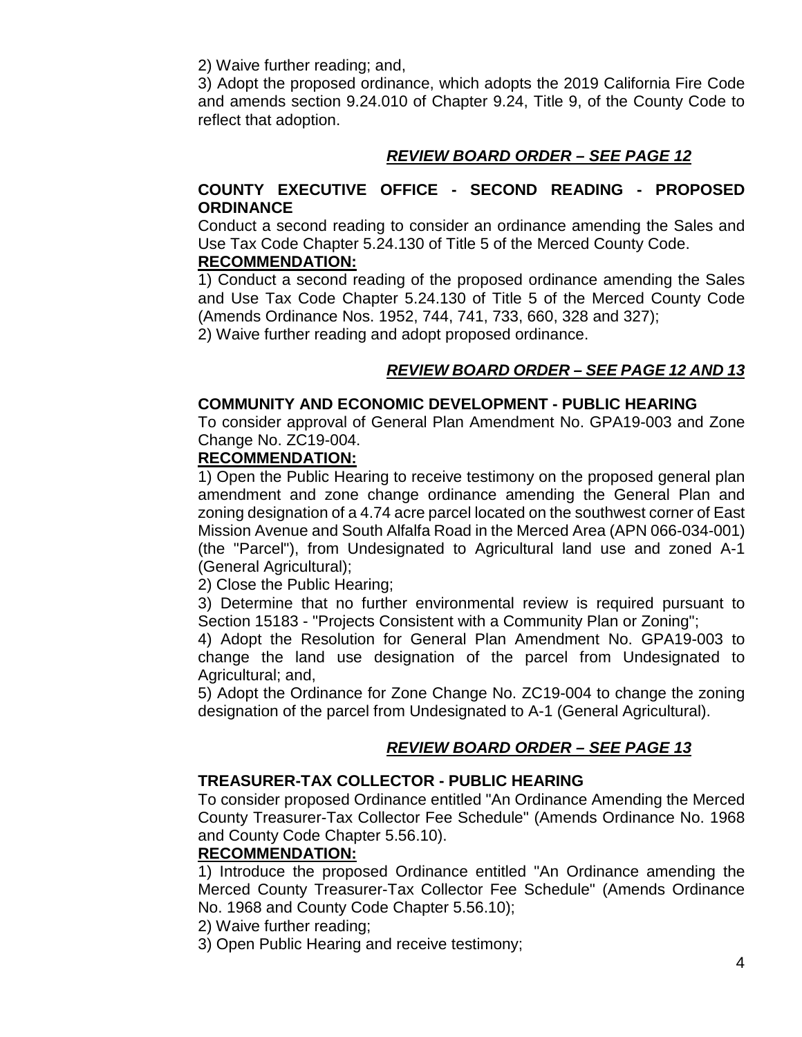2) Waive further reading; and,

3) Adopt the proposed ordinance, which adopts the 2019 California Fire Code and amends section 9.24.010 of Chapter 9.24, Title 9, of the County Code to reflect that adoption.

***REVIEW BOARD ORDER – SEE PAGE 12***

**COUNTY EXECUTIVE OFFICE - SECOND READING - PROPOSED ORDINANCE**

Conduct a second reading to consider an ordinance amending the Sales and Use Tax Code Chapter 5.24.130 of Title 5 of the Merced County Code.

**RECOMMENDATION:**

1) Conduct a second reading of the proposed ordinance amending the Sales and Use Tax Code Chapter 5.24.130 of Title 5 of the Merced County Code (Amends Ordinance Nos. 1952, 744, 741, 733, 660, 328 and 327);

2) Waive further reading and adopt proposed ordinance.

***REVIEW BOARD ORDER – SEE PAGE 12 AND 13***

**COMMUNITY AND ECONOMIC DEVELOPMENT - PUBLIC HEARING**

To consider approval of General Plan Amendment No. GPA19-003 and Zone Change No. ZC19-004.

**RECOMMENDATION:**

1) Open the Public Hearing to receive testimony on the proposed general plan amendment and zone change ordinance amending the General Plan and zoning designation of a 4.74 acre parcel located on the southwest corner of East Mission Avenue and South Alfalfa Road in the Merced Area (APN 066-034-001) (the "Parcel"), from Undesignated to Agricultural land use and zoned A-1 (General Agricultural);

2) Close the Public Hearing;

3) Determine that no further environmental review is required pursuant to Section 15183 - "Projects Consistent with a Community Plan or Zoning";

4) Adopt the Resolution for General Plan Amendment No. GPA19-003 to change the land use designation of the parcel from Undesignated to Agricultural; and,

5) Adopt the Ordinance for Zone Change No. ZC19-004 to change the zoning designation of the parcel from Undesignated to A-1 (General Agricultural).

***REVIEW BOARD ORDER – SEE PAGE 13***

**TREASURER-TAX COLLECTOR - PUBLIC HEARING**

To consider proposed Ordinance entitled "An Ordinance Amending the Merced County Treasurer-Tax Collector Fee Schedule" (Amends Ordinance No. 1968 and County Code Chapter 5.56.10).

**RECOMMENDATION:**

1) Introduce the proposed Ordinance entitled "An Ordinance amending the Merced County Treasurer-Tax Collector Fee Schedule" (Amends Ordinance No. 1968 and County Code Chapter 5.56.10);

2) Waive further reading;

3) Open Public Hearing and receive testimony;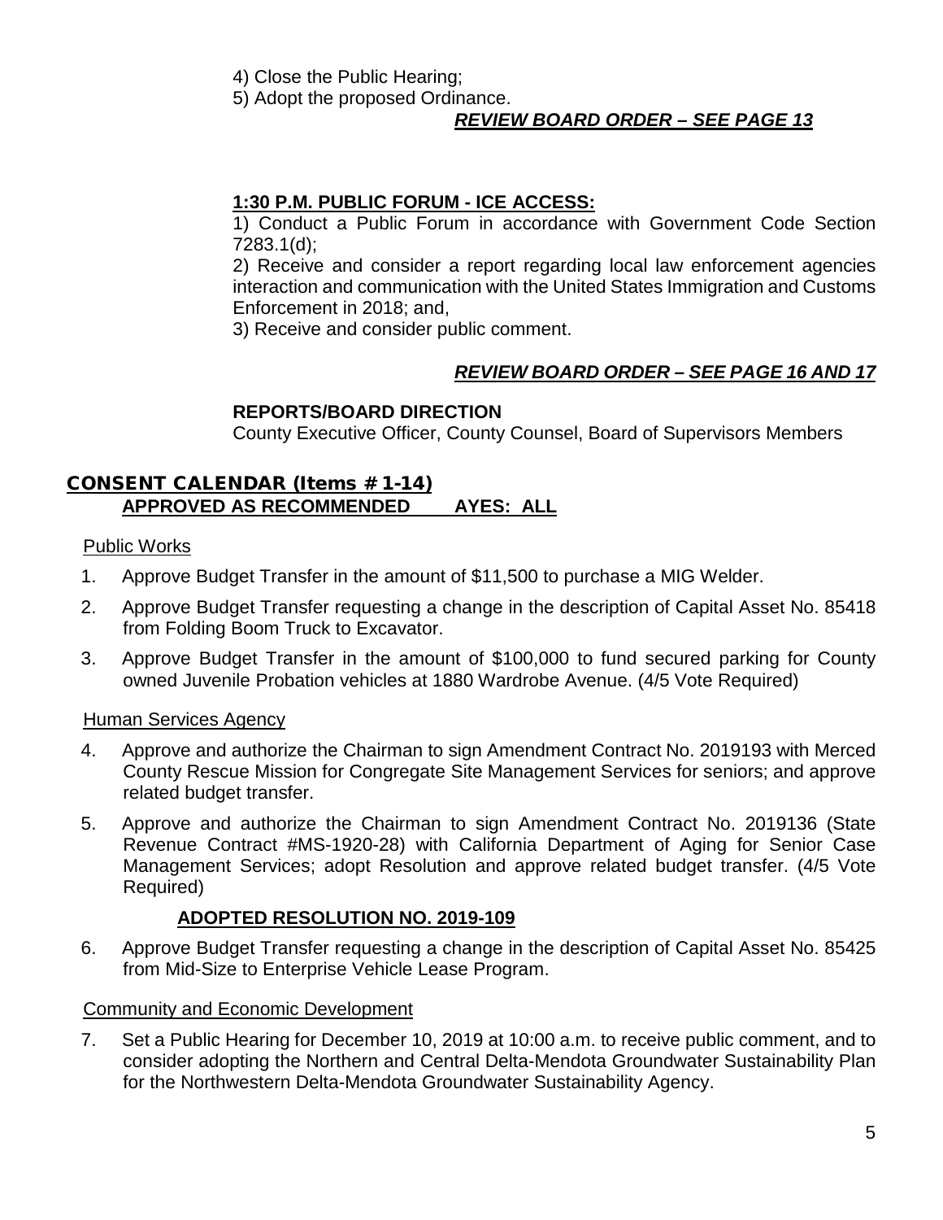4) Close the Public Hearing;
5) Adopt the proposed Ordinance.

***REVIEW BOARD ORDER – SEE PAGE 13***

**1:30 P.M. PUBLIC FORUM - ICE ACCESS:**

1) Conduct a Public Forum in accordance with Government Code Section 7283.1(d);

2) Receive and consider a report regarding local law enforcement agencies interaction and communication with the United States Immigration and Customs Enforcement in 2018; and,

3) Receive and consider public comment.

***REVIEW BOARD ORDER – SEE PAGE 16 AND 17***

**REPORTS/BOARD DIRECTION**

County Executive Officer, County Counsel, Board of Supervisors Members

## CONSENT CALENDAR (Items # 1-14)

**APPROVED AS RECOMMENDED AYES: ALL**

Public Works

1. Approve Budget Transfer in the amount of $11,500 to purchase a MIG Welder.
2. Approve Budget Transfer requesting a change in the description of Capital Asset No. 85418 from Folding Boom Truck to Excavator.
3. Approve Budget Transfer in the amount of $100,000 to fund secured parking for County owned Juvenile Probation vehicles at 1880 Wardrobe Avenue. (4/5 Vote Required)

Human Services Agency

4. Approve and authorize the Chairman to sign Amendment Contract No. 2019193 with Merced County Rescue Mission for Congregate Site Management Services for seniors; and approve related budget transfer.
5. Approve and authorize the Chairman to sign Amendment Contract No. 2019136 (State Revenue Contract #MS-1920-28) with California Department of Aging for Senior Case Management Services; adopt Resolution and approve related budget transfer. (4/5 Vote Required)

   **ADOPTED RESOLUTION NO. 2019-109**

6. Approve Budget Transfer requesting a change in the description of Capital Asset No. 85425 from Mid-Size to Enterprise Vehicle Lease Program.

Community and Economic Development

7. Set a Public Hearing for December 10, 2019 at 10:00 a.m. to receive public comment, and to consider adopting the Northern and Central Delta-Mendota Groundwater Sustainability Plan for the Northwestern Delta-Mendota Groundwater Sustainability Agency.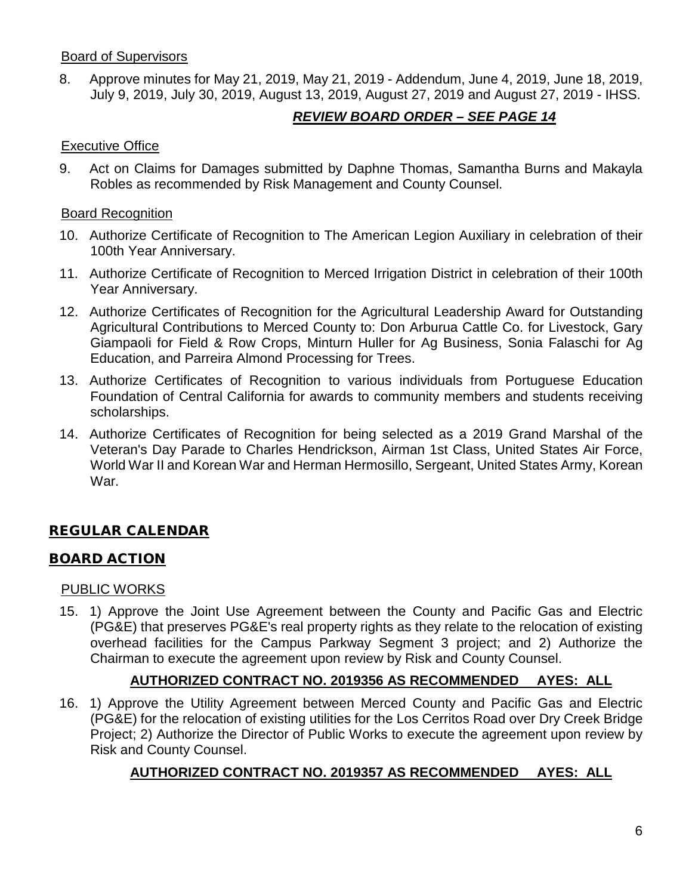Board of Supervisors

8. Approve minutes for May 21, 2019, May 21, 2019 - Addendum, June 4, 2019, June 18, 2019, July 9, 2019, July 30, 2019, August 13, 2019, August 27, 2019 and August 27, 2019 - IHSS.

***REVIEW BOARD ORDER – SEE PAGE 14***

Executive Office

9. Act on Claims for Damages submitted by Daphne Thomas, Samantha Burns and Makayla Robles as recommended by Risk Management and County Counsel.

Board Recognition

10. Authorize Certificate of Recognition to The American Legion Auxiliary in celebration of their 100th Year Anniversary.
11. Authorize Certificate of Recognition to Merced Irrigation District in celebration of their 100th Year Anniversary.
12. Authorize Certificates of Recognition for the Agricultural Leadership Award for Outstanding Agricultural Contributions to Merced County to: Don Arburua Cattle Co. for Livestock, Gary Giampaoli for Field & Row Crops, Minturn Huller for Ag Business, Sonia Falaschi for Ag Education, and Parreira Almond Processing for Trees.
13. Authorize Certificates of Recognition to various individuals from Portuguese Education Foundation of Central California for awards to community members and students receiving scholarships.
14. Authorize Certificates of Recognition for being selected as a 2019 Grand Marshal of the Veteran's Day Parade to Charles Hendrickson, Airman 1st Class, United States Air Force, World War II and Korean War and Herman Hermosillo, Sergeant, United States Army, Korean War.

## REGULAR CALENDAR

## BOARD ACTION

PUBLIC WORKS

15. 1) Approve the Joint Use Agreement between the County and Pacific Gas and Electric (PG&E) that preserves PG&E's real property rights as they relate to the relocation of existing overhead facilities for the Campus Parkway Segment 3 project; and 2) Authorize the Chairman to execute the agreement upon review by Risk and County Counsel.

**AUTHORIZED CONTRACT NO. 2019356 AS RECOMMENDED AYES: ALL**

16. 1) Approve the Utility Agreement between Merced County and Pacific Gas and Electric (PG&E) for the relocation of existing utilities for the Los Cerritos Road over Dry Creek Bridge Project; 2) Authorize the Director of Public Works to execute the agreement upon review by Risk and County Counsel.

**AUTHORIZED CONTRACT NO. 2019357 AS RECOMMENDED AYES: ALL**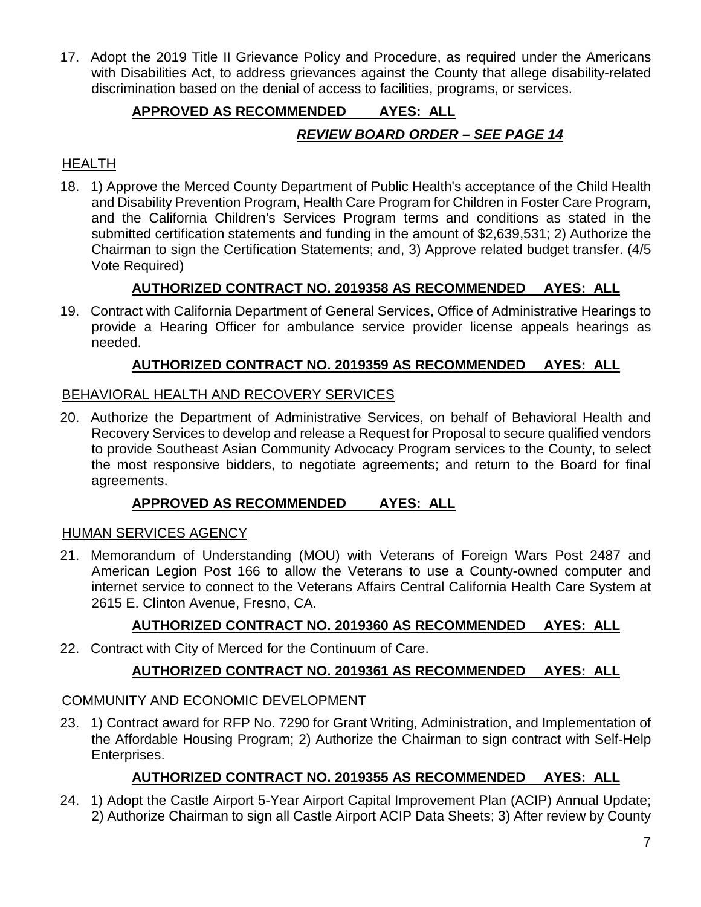17. Adopt the 2019 Title II Grievance Policy and Procedure, as required under the Americans with Disabilities Act, to address grievances against the County that allege disability-related discrimination based on the denial of access to facilities, programs, or services.

    **APPROVED AS RECOMMENDED AYES: ALL**

    ***REVIEW BOARD ORDER – SEE PAGE 14***

## HEALTH

18. 1) Approve the Merced County Department of Public Health's acceptance of the Child Health and Disability Prevention Program, Health Care Program for Children in Foster Care Program, and the California Children's Services Program terms and conditions as stated in the submitted certification statements and funding in the amount of $2,639,531; 2) Authorize the Chairman to sign the Certification Statements; and, 3) Approve related budget transfer. (4/5 Vote Required)

    **AUTHORIZED CONTRACT NO. 2019358 AS RECOMMENDED AYES: ALL**

19. Contract with California Department of General Services, Office of Administrative Hearings to provide a Hearing Officer for ambulance service provider license appeals hearings as needed.

    **AUTHORIZED CONTRACT NO. 2019359 AS RECOMMENDED AYES: ALL**

## BEHAVIORAL HEALTH AND RECOVERY SERVICES

20. Authorize the Department of Administrative Services, on behalf of Behavioral Health and Recovery Services to develop and release a Request for Proposal to secure qualified vendors to provide Southeast Asian Community Advocacy Program services to the County, to select the most responsive bidders, to negotiate agreements; and return to the Board for final agreements.

    **APPROVED AS RECOMMENDED AYES: ALL**

## HUMAN SERVICES AGENCY

21. Memorandum of Understanding (MOU) with Veterans of Foreign Wars Post 2487 and American Legion Post 166 to allow the Veterans to use a County-owned computer and internet service to connect to the Veterans Affairs Central California Health Care System at 2615 E. Clinton Avenue, Fresno, CA.

    **AUTHORIZED CONTRACT NO. 2019360 AS RECOMMENDED AYES: ALL**

22. Contract with City of Merced for the Continuum of Care.

    **AUTHORIZED CONTRACT NO. 2019361 AS RECOMMENDED AYES: ALL**

## COMMUNITY AND ECONOMIC DEVELOPMENT

23. 1) Contract award for RFP No. 7290 for Grant Writing, Administration, and Implementation of the Affordable Housing Program; 2) Authorize the Chairman to sign contract with Self-Help Enterprises.

    **AUTHORIZED CONTRACT NO. 2019355 AS RECOMMENDED AYES: ALL**

24. 1) Adopt the Castle Airport 5-Year Airport Capital Improvement Plan (ACIP) Annual Update; 2) Authorize Chairman to sign all Castle Airport ACIP Data Sheets; 3) After review by County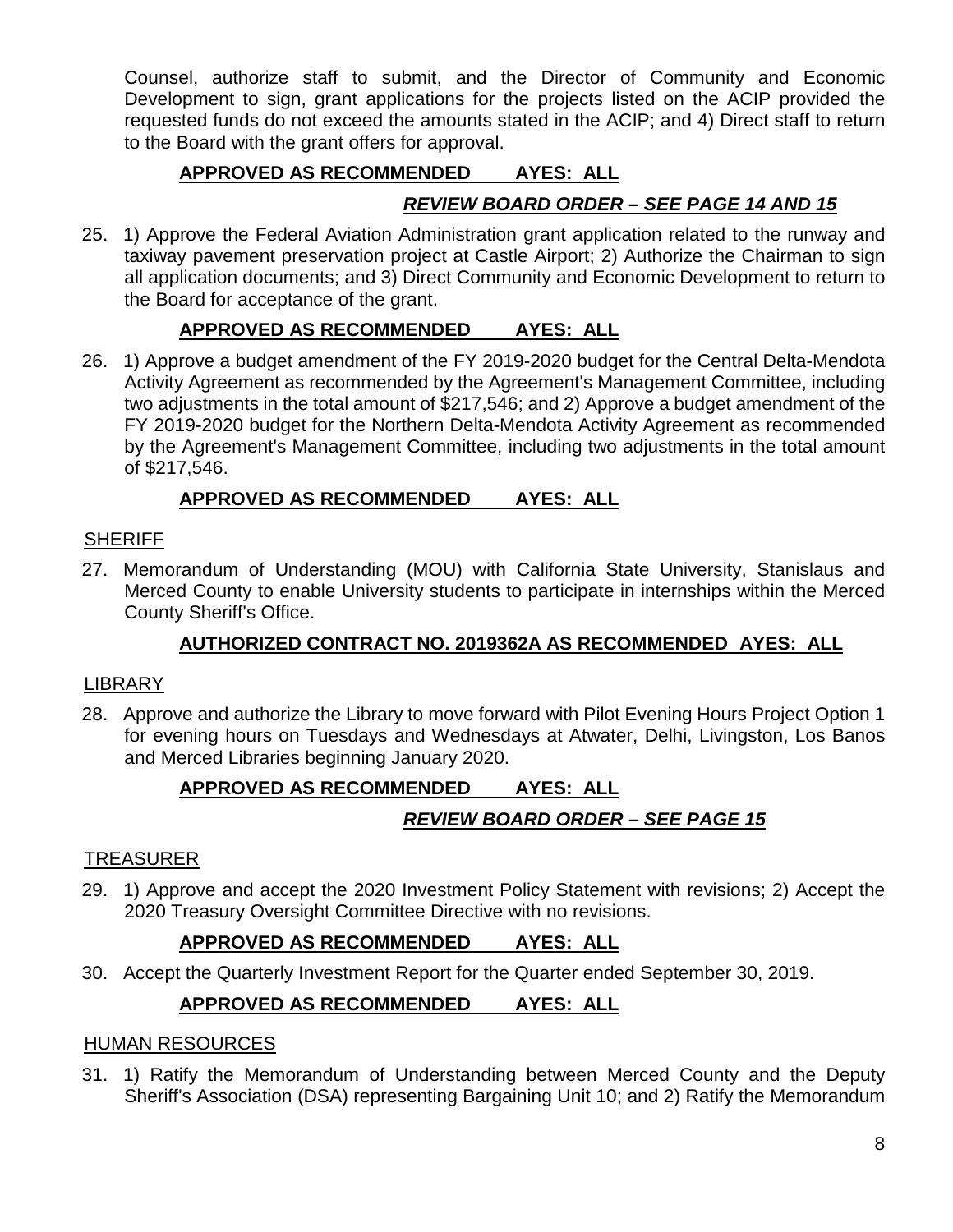Counsel, authorize staff to submit, and the Director of Community and Economic Development to sign, grant applications for the projects listed on the ACIP provided the requested funds do not exceed the amounts stated in the ACIP; and 4) Direct staff to return to the Board with the grant offers for approval.

**APPROVED AS RECOMMENDED AYES: ALL**

***REVIEW BOARD ORDER – SEE PAGE 14 AND 15***

25. 1) Approve the Federal Aviation Administration grant application related to the runway and taxiway pavement preservation project at Castle Airport; 2) Authorize the Chairman to sign all application documents; and 3) Direct Community and Economic Development to return to the Board for acceptance of the grant.

**APPROVED AS RECOMMENDED AYES: ALL**

26. 1) Approve a budget amendment of the FY 2019-2020 budget for the Central Delta-Mendota Activity Agreement as recommended by the Agreement's Management Committee, including two adjustments in the total amount of $217,546; and 2) Approve a budget amendment of the FY 2019-2020 budget for the Northern Delta-Mendota Activity Agreement as recommended by the Agreement's Management Committee, including two adjustments in the total amount of $217,546.

**APPROVED AS RECOMMENDED AYES: ALL**

SHERIFF

27. Memorandum of Understanding (MOU) with California State University, Stanislaus and Merced County to enable University students to participate in internships within the Merced County Sheriff's Office.

**AUTHORIZED CONTRACT NO. 2019362A AS RECOMMENDED AYES: ALL**

LIBRARY

28. Approve and authorize the Library to move forward with Pilot Evening Hours Project Option 1 for evening hours on Tuesdays and Wednesdays at Atwater, Delhi, Livingston, Los Banos and Merced Libraries beginning January 2020.

**APPROVED AS RECOMMENDED AYES: ALL**

***REVIEW BOARD ORDER – SEE PAGE 15***

TREASURER

29. 1) Approve and accept the 2020 Investment Policy Statement with revisions; 2) Accept the 2020 Treasury Oversight Committee Directive with no revisions.

**APPROVED AS RECOMMENDED AYES: ALL**

30. Accept the Quarterly Investment Report for the Quarter ended September 30, 2019.

**APPROVED AS RECOMMENDED AYES: ALL**

HUMAN RESOURCES

31. 1) Ratify the Memorandum of Understanding between Merced County and the Deputy Sheriff's Association (DSA) representing Bargaining Unit 10; and 2) Ratify the Memorandum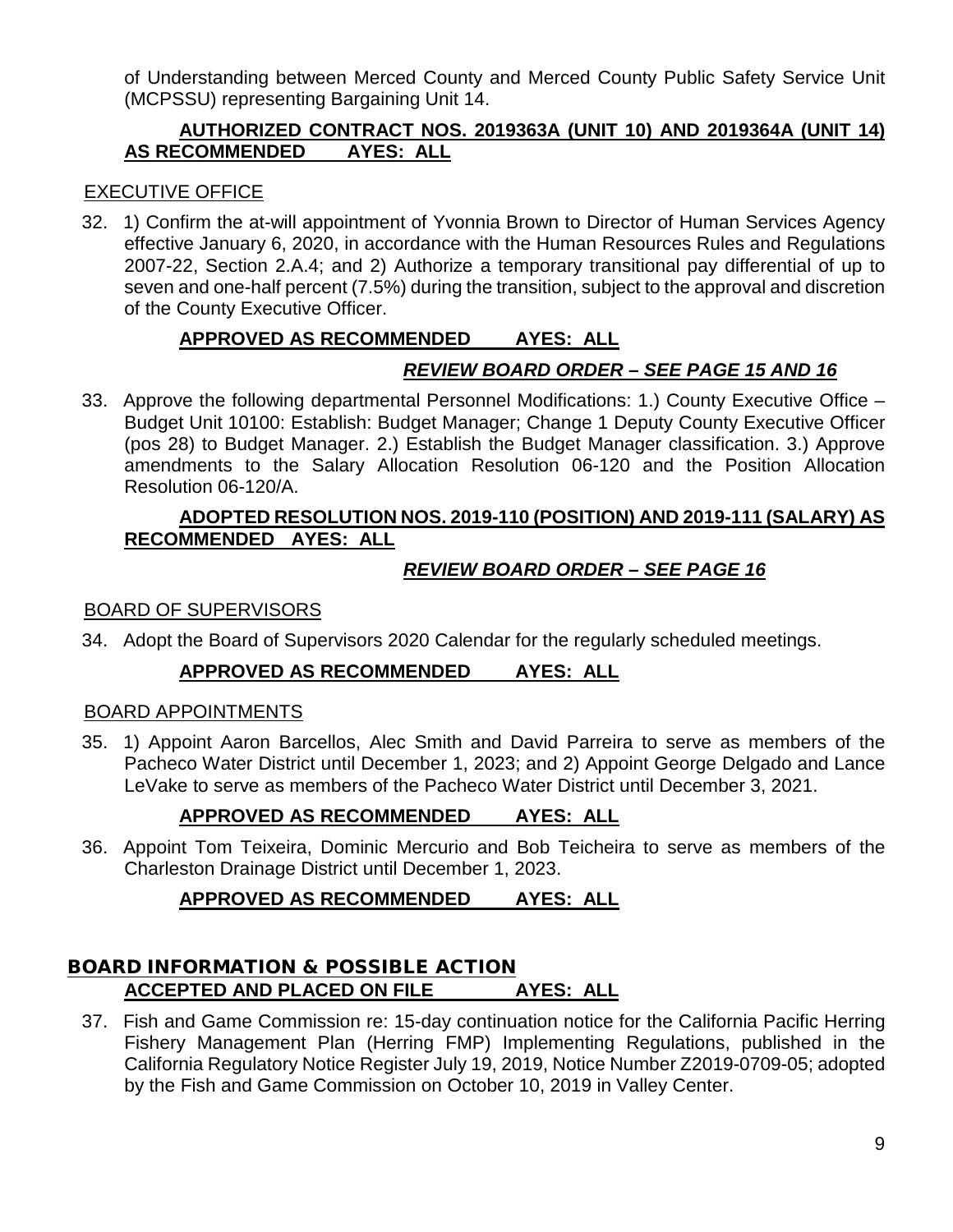of Understanding between Merced County and Merced County Public Safety Service Unit (MCPSSU) representing Bargaining Unit 14.

**AUTHORIZED CONTRACT NOS. 2019363A (UNIT 10) AND 2019364A (UNIT 14) AS RECOMMENDED AYES: ALL**

EXECUTIVE OFFICE

32. 1) Confirm the at-will appointment of Yvonnia Brown to Director of Human Services Agency effective January 6, 2020, in accordance with the Human Resources Rules and Regulations 2007-22, Section 2.A.4; and 2) Authorize a temporary transitional pay differential of up to seven and one-half percent (7.5%) during the transition, subject to the approval and discretion of the County Executive Officer.

**APPROVED AS RECOMMENDED AYES: ALL**

***REVIEW BOARD ORDER – SEE PAGE 15 AND 16***

33. Approve the following departmental Personnel Modifications: 1.) County Executive Office – Budget Unit 10100: Establish: Budget Manager; Change 1 Deputy County Executive Officer (pos 28) to Budget Manager. 2.) Establish the Budget Manager classification. 3.) Approve amendments to the Salary Allocation Resolution 06-120 and the Position Allocation Resolution 06-120/A.

**ADOPTED RESOLUTION NOS. 2019-110 (POSITION) AND 2019-111 (SALARY) AS RECOMMENDED AYES: ALL**

***REVIEW BOARD ORDER – SEE PAGE 16***

BOARD OF SUPERVISORS

34. Adopt the Board of Supervisors 2020 Calendar for the regularly scheduled meetings.

**APPROVED AS RECOMMENDED AYES: ALL**

BOARD APPOINTMENTS

35. 1) Appoint Aaron Barcellos, Alec Smith and David Parreira to serve as members of the Pacheco Water District until December 1, 2023; and 2) Appoint George Delgado and Lance LeVake to serve as members of the Pacheco Water District until December 3, 2021.

**APPROVED AS RECOMMENDED AYES: ALL**

36. Appoint Tom Teixeira, Dominic Mercurio and Bob Teicheira to serve as members of the Charleston Drainage District until December 1, 2023.

**APPROVED AS RECOMMENDED AYES: ALL**

## BOARD INFORMATION & POSSIBLE ACTION

**ACCEPTED AND PLACED ON FILE AYES: ALL**

37. Fish and Game Commission re: 15-day continuation notice for the California Pacific Herring Fishery Management Plan (Herring FMP) Implementing Regulations, published in the California Regulatory Notice Register July 19, 2019, Notice Number Z2019-0709-05; adopted by the Fish and Game Commission on October 10, 2019 in Valley Center.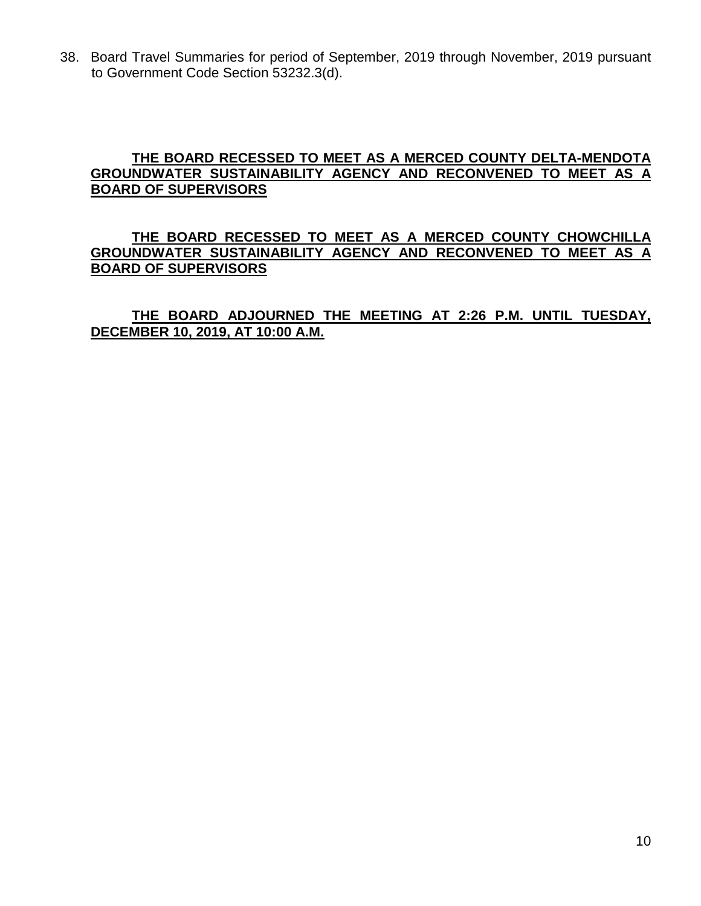38. Board Travel Summaries for period of September, 2019 through November, 2019 pursuant to Government Code Section 53232.3(d).

**THE BOARD RECESSED TO MEET AS A MERCED COUNTY DELTA-MENDOTA GROUNDWATER SUSTAINABILITY AGENCY AND RECONVENED TO MEET AS A BOARD OF SUPERVISORS**

**THE BOARD RECESSED TO MEET AS A MERCED COUNTY CHOWCHILLA GROUNDWATER SUSTAINABILITY AGENCY AND RECONVENED TO MEET AS A BOARD OF SUPERVISORS**

**THE BOARD ADJOURNED THE MEETING AT 2:26 P.M. UNTIL TUESDAY, DECEMBER 10, 2019, AT 10:00 A.M.**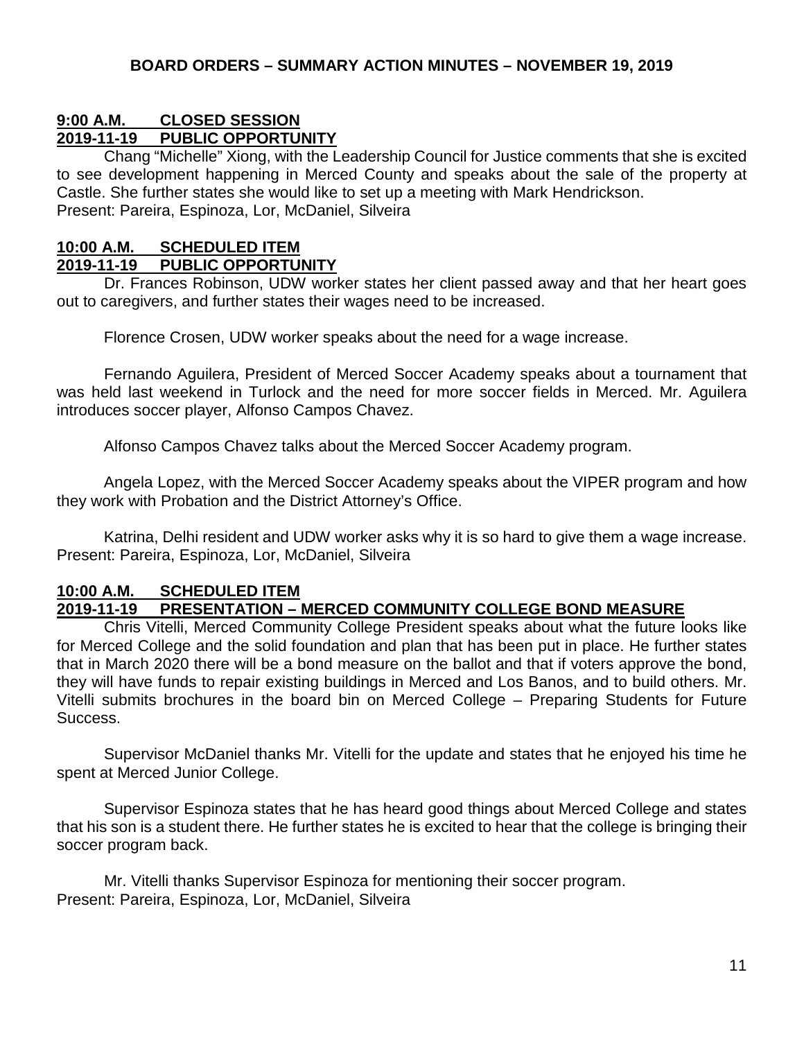## BOARD ORDERS – SUMMARY ACTION MINUTES – NOVEMBER 19, 2019

### 9:00 A.M. CLOSED SESSION
### 2019-11-19 PUBLIC OPPORTUNITY

Chang "Michelle" Xiong, with the Leadership Council for Justice comments that she is excited to see development happening in Merced County and speaks about the sale of the property at Castle. She further states she would like to set up a meeting with Mark Hendrickson.
Present: Pareira, Espinoza, Lor, McDaniel, Silveira

### 10:00 A.M. SCHEDULED ITEM
### 2019-11-19 PUBLIC OPPORTUNITY

Dr. Frances Robinson, UDW worker states her client passed away and that her heart goes out to caregivers, and further states their wages need to be increased.

Florence Crosen, UDW worker speaks about the need for a wage increase.

Fernando Aguilera, President of Merced Soccer Academy speaks about a tournament that was held last weekend in Turlock and the need for more soccer fields in Merced. Mr. Aguilera introduces soccer player, Alfonso Campos Chavez.

Alfonso Campos Chavez talks about the Merced Soccer Academy program.

Angela Lopez, with the Merced Soccer Academy speaks about the VIPER program and how they work with Probation and the District Attorney's Office.

Katrina, Delhi resident and UDW worker asks why it is so hard to give them a wage increase.
Present: Pareira, Espinoza, Lor, McDaniel, Silveira

### 10:00 A.M. SCHEDULED ITEM
### 2019-11-19 PRESENTATION – MERCED COMMUNITY COLLEGE BOND MEASURE

Chris Vitelli, Merced Community College President speaks about what the future looks like for Merced College and the solid foundation and plan that has been put in place. He further states that in March 2020 there will be a bond measure on the ballot and that if voters approve the bond, they will have funds to repair existing buildings in Merced and Los Banos, and to build others. Mr. Vitelli submits brochures in the board bin on Merced College – Preparing Students for Future Success.

Supervisor McDaniel thanks Mr. Vitelli for the update and states that he enjoyed his time he spent at Merced Junior College.

Supervisor Espinoza states that he has heard good things about Merced College and states that his son is a student there. He further states he is excited to hear that the college is bringing their soccer program back.

Mr. Vitelli thanks Supervisor Espinoza for mentioning their soccer program.
Present: Pareira, Espinoza, Lor, McDaniel, Silveira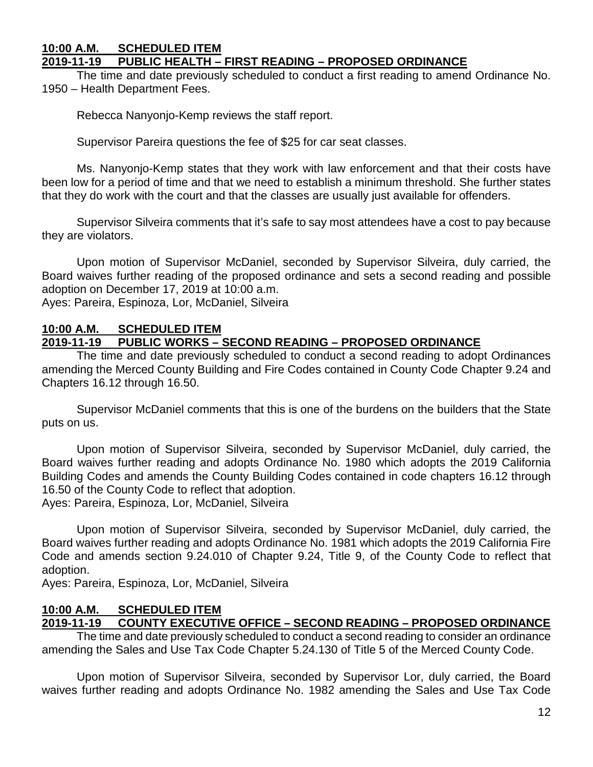**10:00 A.M. SCHEDULED ITEM**
**2019-11-19 PUBLIC HEALTH – FIRST READING – PROPOSED ORDINANCE**

The time and date previously scheduled to conduct a first reading to amend Ordinance No. 1950 – Health Department Fees.

Rebecca Nanyonjo-Kemp reviews the staff report.

Supervisor Pareira questions the fee of $25 for car seat classes.

Ms. Nanyonjo-Kemp states that they work with law enforcement and that their costs have been low for a period of time and that we need to establish a minimum threshold. She further states that they do work with the court and that the classes are usually just available for offenders.

Supervisor Silveira comments that it's safe to say most attendees have a cost to pay because they are violators.

Upon motion of Supervisor McDaniel, seconded by Supervisor Silveira, duly carried, the Board waives further reading of the proposed ordinance and sets a second reading and possible adoption on December 17, 2019 at 10:00 a.m.
Ayes: Pareira, Espinoza, Lor, McDaniel, Silveira

**10:00 A.M. SCHEDULED ITEM**
**2019-11-19 PUBLIC WORKS – SECOND READING – PROPOSED ORDINANCE**

The time and date previously scheduled to conduct a second reading to adopt Ordinances amending the Merced County Building and Fire Codes contained in County Code Chapter 9.24 and Chapters 16.12 through 16.50.

Supervisor McDaniel comments that this is one of the burdens on the builders that the State puts on us.

Upon motion of Supervisor Silveira, seconded by Supervisor McDaniel, duly carried, the Board waives further reading and adopts Ordinance No. 1980 which adopts the 2019 California Building Codes and amends the County Building Codes contained in code chapters 16.12 through 16.50 of the County Code to reflect that adoption.
Ayes: Pareira, Espinoza, Lor, McDaniel, Silveira

Upon motion of Supervisor Silveira, seconded by Supervisor McDaniel, duly carried, the Board waives further reading and adopts Ordinance No. 1981 which adopts the 2019 California Fire Code and amends section 9.24.010 of Chapter 9.24, Title 9, of the County Code to reflect that adoption.
Ayes: Pareira, Espinoza, Lor, McDaniel, Silveira

**10:00 A.M. SCHEDULED ITEM**
**2019-11-19 COUNTY EXECUTIVE OFFICE – SECOND READING – PROPOSED ORDINANCE**

The time and date previously scheduled to conduct a second reading to consider an ordinance amending the Sales and Use Tax Code Chapter 5.24.130 of Title 5 of the Merced County Code.

Upon motion of Supervisor Silveira, seconded by Supervisor Lor, duly carried, the Board waives further reading and adopts Ordinance No. 1982 amending the Sales and Use Tax Code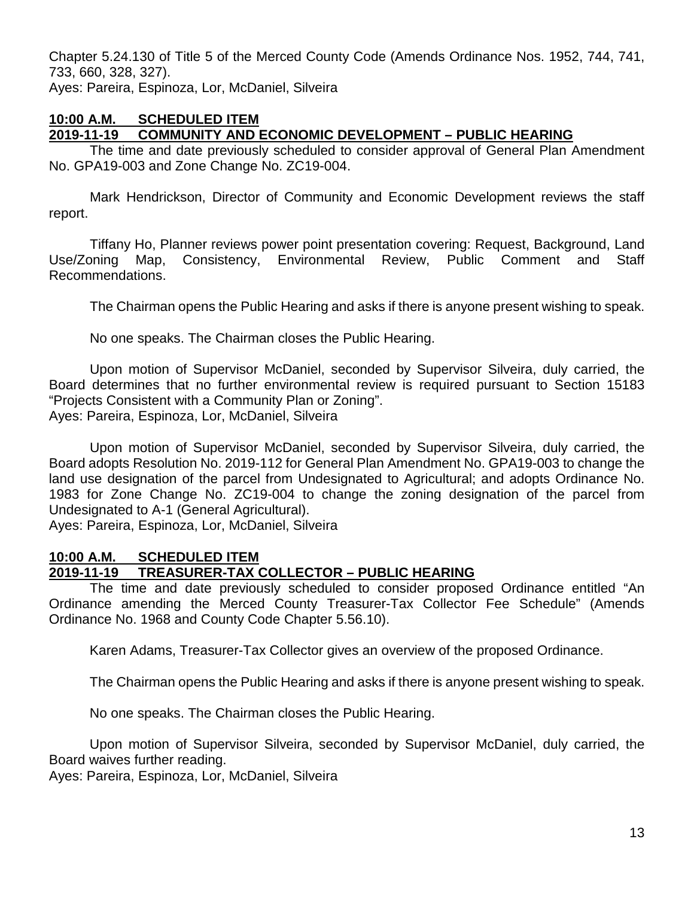Chapter 5.24.130 of Title 5 of the Merced County Code (Amends Ordinance Nos. 1952, 744, 741, 733, 660, 328, 327).
Ayes: Pareira, Espinoza, Lor, McDaniel, Silveira

**10:00 A.M. SCHEDULED ITEM**
**2019-11-19 COMMUNITY AND ECONOMIC DEVELOPMENT – PUBLIC HEARING**

The time and date previously scheduled to consider approval of General Plan Amendment No. GPA19-003 and Zone Change No. ZC19-004.

Mark Hendrickson, Director of Community and Economic Development reviews the staff report.

Tiffany Ho, Planner reviews power point presentation covering: Request, Background, Land Use/Zoning Map, Consistency, Environmental Review, Public Comment and Staff Recommendations.

The Chairman opens the Public Hearing and asks if there is anyone present wishing to speak.

No one speaks. The Chairman closes the Public Hearing.

Upon motion of Supervisor McDaniel, seconded by Supervisor Silveira, duly carried, the Board determines that no further environmental review is required pursuant to Section 15183 "Projects Consistent with a Community Plan or Zoning".
Ayes: Pareira, Espinoza, Lor, McDaniel, Silveira

Upon motion of Supervisor McDaniel, seconded by Supervisor Silveira, duly carried, the Board adopts Resolution No. 2019-112 for General Plan Amendment No. GPA19-003 to change the land use designation of the parcel from Undesignated to Agricultural; and adopts Ordinance No. 1983 for Zone Change No. ZC19-004 to change the zoning designation of the parcel from Undesignated to A-1 (General Agricultural).
Ayes: Pareira, Espinoza, Lor, McDaniel, Silveira

**10:00 A.M. SCHEDULED ITEM**
**2019-11-19 TREASURER-TAX COLLECTOR – PUBLIC HEARING**

The time and date previously scheduled to consider proposed Ordinance entitled "An Ordinance amending the Merced County Treasurer-Tax Collector Fee Schedule" (Amends Ordinance No. 1968 and County Code Chapter 5.56.10).

Karen Adams, Treasurer-Tax Collector gives an overview of the proposed Ordinance.

The Chairman opens the Public Hearing and asks if there is anyone present wishing to speak.

No one speaks. The Chairman closes the Public Hearing.

Upon motion of Supervisor Silveira, seconded by Supervisor McDaniel, duly carried, the Board waives further reading.
Ayes: Pareira, Espinoza, Lor, McDaniel, Silveira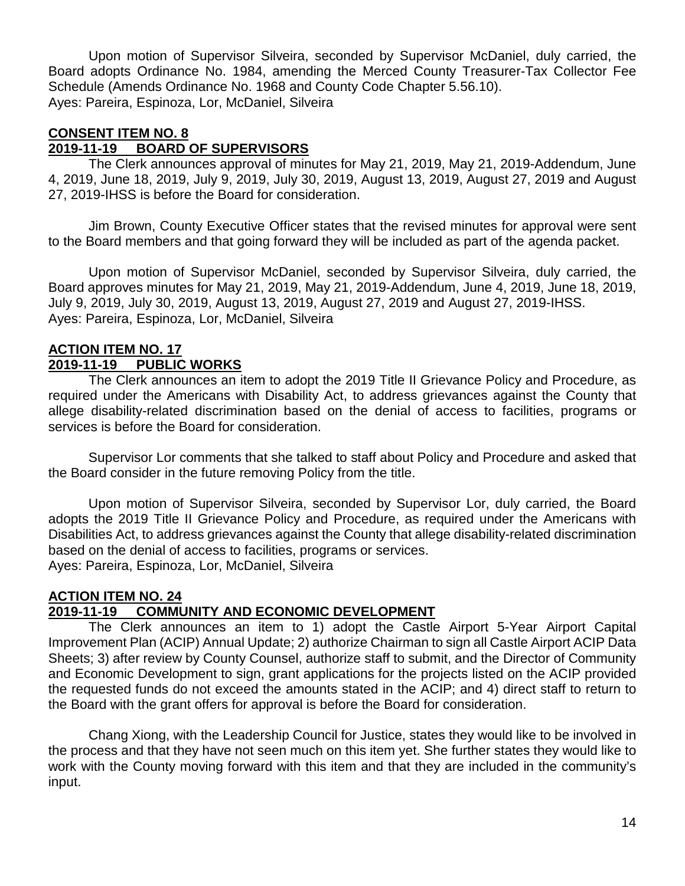Upon motion of Supervisor Silveira, seconded by Supervisor McDaniel, duly carried, the Board adopts Ordinance No. 1984, amending the Merced County Treasurer-Tax Collector Fee Schedule (Amends Ordinance No. 1968 and County Code Chapter 5.56.10).
Ayes: Pareira, Espinoza, Lor, McDaniel, Silveira

**CONSENT ITEM NO. 8**
**2019-11-19 BOARD OF SUPERVISORS**

The Clerk announces approval of minutes for May 21, 2019, May 21, 2019-Addendum, June 4, 2019, June 18, 2019, July 9, 2019, July 30, 2019, August 13, 2019, August 27, 2019 and August 27, 2019-IHSS is before the Board for consideration.

Jim Brown, County Executive Officer states that the revised minutes for approval were sent to the Board members and that going forward they will be included as part of the agenda packet.

Upon motion of Supervisor McDaniel, seconded by Supervisor Silveira, duly carried, the Board approves minutes for May 21, 2019, May 21, 2019-Addendum, June 4, 2019, June 18, 2019, July 9, 2019, July 30, 2019, August 13, 2019, August 27, 2019 and August 27, 2019-IHSS.
Ayes: Pareira, Espinoza, Lor, McDaniel, Silveira

**ACTION ITEM NO. 17**
**2019-11-19 PUBLIC WORKS**

The Clerk announces an item to adopt the 2019 Title II Grievance Policy and Procedure, as required under the Americans with Disability Act, to address grievances against the County that allege disability-related discrimination based on the denial of access to facilities, programs or services is before the Board for consideration.

Supervisor Lor comments that she talked to staff about Policy and Procedure and asked that the Board consider in the future removing Policy from the title.

Upon motion of Supervisor Silveira, seconded by Supervisor Lor, duly carried, the Board adopts the 2019 Title II Grievance Policy and Procedure, as required under the Americans with Disabilities Act, to address grievances against the County that allege disability-related discrimination based on the denial of access to facilities, programs or services.
Ayes: Pareira, Espinoza, Lor, McDaniel, Silveira

**ACTION ITEM NO. 24**
**2019-11-19 COMMUNITY AND ECONOMIC DEVELOPMENT**

The Clerk announces an item to 1) adopt the Castle Airport 5-Year Airport Capital Improvement Plan (ACIP) Annual Update; 2) authorize Chairman to sign all Castle Airport ACIP Data Sheets; 3) after review by County Counsel, authorize staff to submit, and the Director of Community and Economic Development to sign, grant applications for the projects listed on the ACIP provided the requested funds do not exceed the amounts stated in the ACIP; and 4) direct staff to return to the Board with the grant offers for approval is before the Board for consideration.

Chang Xiong, with the Leadership Council for Justice, states they would like to be involved in the process and that they have not seen much on this item yet. She further states they would like to work with the County moving forward with this item and that they are included in the community's input.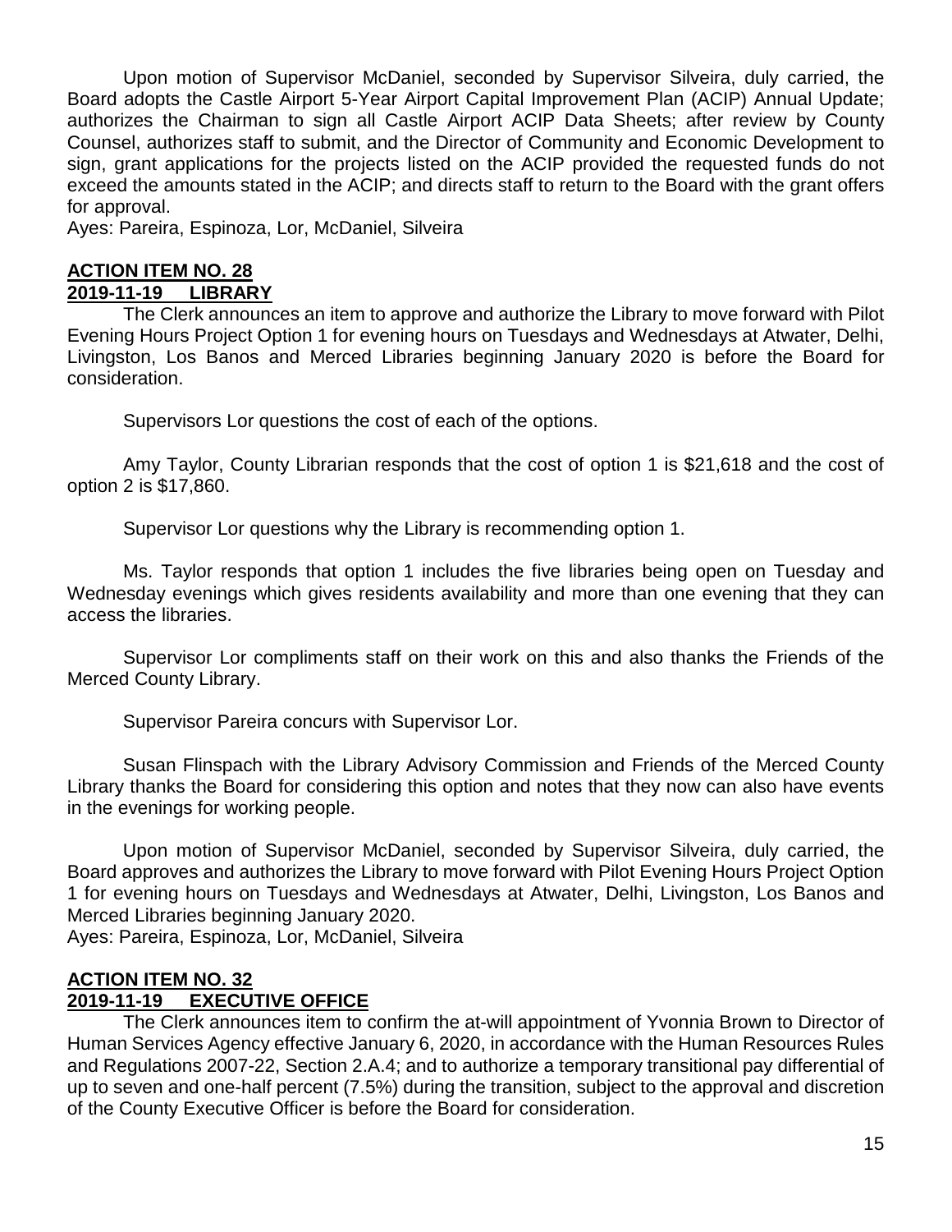Upon motion of Supervisor McDaniel, seconded by Supervisor Silveira, duly carried, the Board adopts the Castle Airport 5-Year Airport Capital Improvement Plan (ACIP) Annual Update; authorizes the Chairman to sign all Castle Airport ACIP Data Sheets; after review by County Counsel, authorizes staff to submit, and the Director of Community and Economic Development to sign, grant applications for the projects listed on the ACIP provided the requested funds do not exceed the amounts stated in the ACIP; and directs staff to return to the Board with the grant offers for approval.
Ayes: Pareira, Espinoza, Lor, McDaniel, Silveira

**ACTION ITEM NO. 28**
**2019-11-19 LIBRARY**

The Clerk announces an item to approve and authorize the Library to move forward with Pilot Evening Hours Project Option 1 for evening hours on Tuesdays and Wednesdays at Atwater, Delhi, Livingston, Los Banos and Merced Libraries beginning January 2020 is before the Board for consideration.

Supervisors Lor questions the cost of each of the options.

Amy Taylor, County Librarian responds that the cost of option 1 is $21,618 and the cost of option 2 is $17,860.

Supervisor Lor questions why the Library is recommending option 1.

Ms. Taylor responds that option 1 includes the five libraries being open on Tuesday and Wednesday evenings which gives residents availability and more than one evening that they can access the libraries.

Supervisor Lor compliments staff on their work on this and also thanks the Friends of the Merced County Library.

Supervisor Pareira concurs with Supervisor Lor.

Susan Flinspach with the Library Advisory Commission and Friends of the Merced County Library thanks the Board for considering this option and notes that they now can also have events in the evenings for working people.

Upon motion of Supervisor McDaniel, seconded by Supervisor Silveira, duly carried, the Board approves and authorizes the Library to move forward with Pilot Evening Hours Project Option 1 for evening hours on Tuesdays and Wednesdays at Atwater, Delhi, Livingston, Los Banos and Merced Libraries beginning January 2020.
Ayes: Pareira, Espinoza, Lor, McDaniel, Silveira

**ACTION ITEM NO. 32**
**2019-11-19 EXECUTIVE OFFICE**

The Clerk announces item to confirm the at-will appointment of Yvonnia Brown to Director of Human Services Agency effective January 6, 2020, in accordance with the Human Resources Rules and Regulations 2007-22, Section 2.A.4; and to authorize a temporary transitional pay differential of up to seven and one-half percent (7.5%) during the transition, subject to the approval and discretion of the County Executive Officer is before the Board for consideration.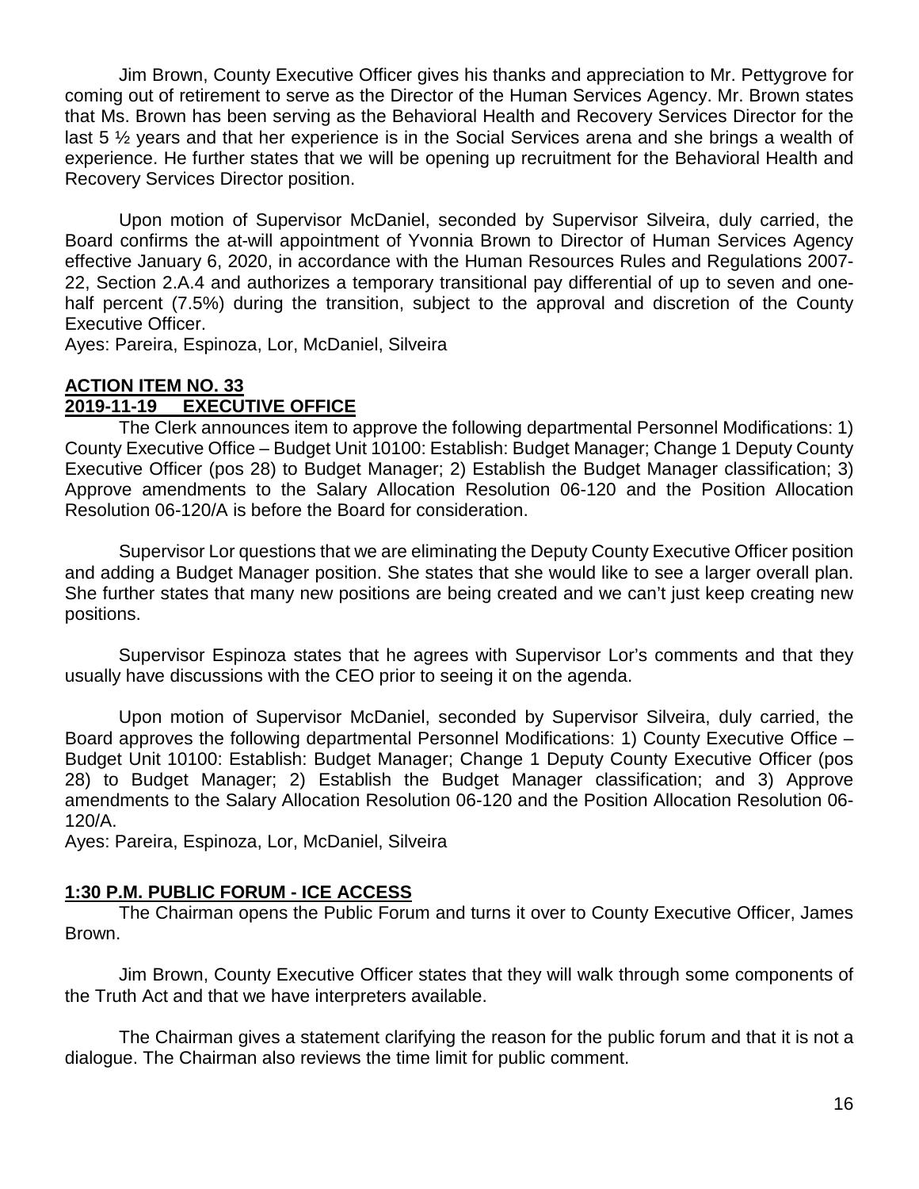Jim Brown, County Executive Officer gives his thanks and appreciation to Mr. Pettygrove for coming out of retirement to serve as the Director of the Human Services Agency. Mr. Brown states that Ms. Brown has been serving as the Behavioral Health and Recovery Services Director for the last 5 ½ years and that her experience is in the Social Services arena and she brings a wealth of experience. He further states that we will be opening up recruitment for the Behavioral Health and Recovery Services Director position.

Upon motion of Supervisor McDaniel, seconded by Supervisor Silveira, duly carried, the Board confirms the at-will appointment of Yvonnia Brown to Director of Human Services Agency effective January 6, 2020, in accordance with the Human Resources Rules and Regulations 2007-22, Section 2.A.4 and authorizes a temporary transitional pay differential of up to seven and one-half percent (7.5%) during the transition, subject to the approval and discretion of the County Executive Officer.
Ayes: Pareira, Espinoza, Lor, McDaniel, Silveira

**ACTION ITEM NO. 33**
**2019-11-19 EXECUTIVE OFFICE**

The Clerk announces item to approve the following departmental Personnel Modifications: 1) County Executive Office – Budget Unit 10100: Establish: Budget Manager; Change 1 Deputy County Executive Officer (pos 28) to Budget Manager; 2) Establish the Budget Manager classification; 3) Approve amendments to the Salary Allocation Resolution 06-120 and the Position Allocation Resolution 06-120/A is before the Board for consideration.

Supervisor Lor questions that we are eliminating the Deputy County Executive Officer position and adding a Budget Manager position. She states that she would like to see a larger overall plan. She further states that many new positions are being created and we can't just keep creating new positions.

Supervisor Espinoza states that he agrees with Supervisor Lor's comments and that they usually have discussions with the CEO prior to seeing it on the agenda.

Upon motion of Supervisor McDaniel, seconded by Supervisor Silveira, duly carried, the Board approves the following departmental Personnel Modifications: 1) County Executive Office – Budget Unit 10100: Establish: Budget Manager; Change 1 Deputy County Executive Officer (pos 28) to Budget Manager; 2) Establish the Budget Manager classification; and 3) Approve amendments to the Salary Allocation Resolution 06-120 and the Position Allocation Resolution 06-120/A.
Ayes: Pareira, Espinoza, Lor, McDaniel, Silveira

**1:30 P.M. PUBLIC FORUM - ICE ACCESS**

The Chairman opens the Public Forum and turns it over to County Executive Officer, James Brown.

Jim Brown, County Executive Officer states that they will walk through some components of the Truth Act and that we have interpreters available.

The Chairman gives a statement clarifying the reason for the public forum and that it is not a dialogue. The Chairman also reviews the time limit for public comment.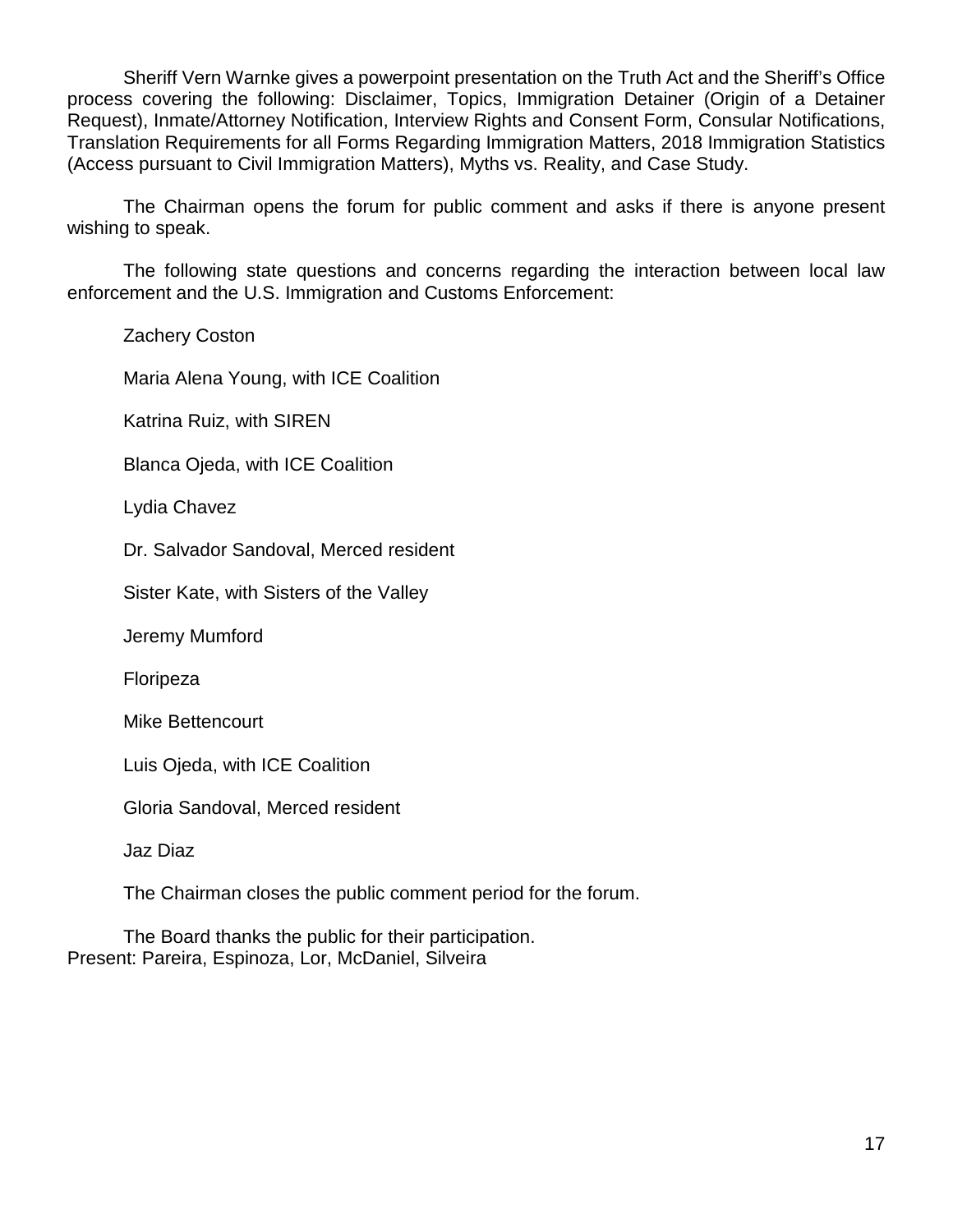Sheriff Vern Warnke gives a powerpoint presentation on the Truth Act and the Sheriff's Office process covering the following: Disclaimer, Topics, Immigration Detainer (Origin of a Detainer Request), Inmate/Attorney Notification, Interview Rights and Consent Form, Consular Notifications, Translation Requirements for all Forms Regarding Immigration Matters, 2018 Immigration Statistics (Access pursuant to Civil Immigration Matters), Myths vs. Reality, and Case Study.

The Chairman opens the forum for public comment and asks if there is anyone present wishing to speak.

The following state questions and concerns regarding the interaction between local law enforcement and the U.S. Immigration and Customs Enforcement:

Zachery Coston

Maria Alena Young, with ICE Coalition

Katrina Ruiz, with SIREN

Blanca Ojeda, with ICE Coalition

Lydia Chavez

Dr. Salvador Sandoval, Merced resident

Sister Kate, with Sisters of the Valley

Jeremy Mumford

Floripeza

Mike Bettencourt

Luis Ojeda, with ICE Coalition

Gloria Sandoval, Merced resident

Jaz Diaz

The Chairman closes the public comment period for the forum.

The Board thanks the public for their participation.
Present: Pareira, Espinoza, Lor, McDaniel, Silveira